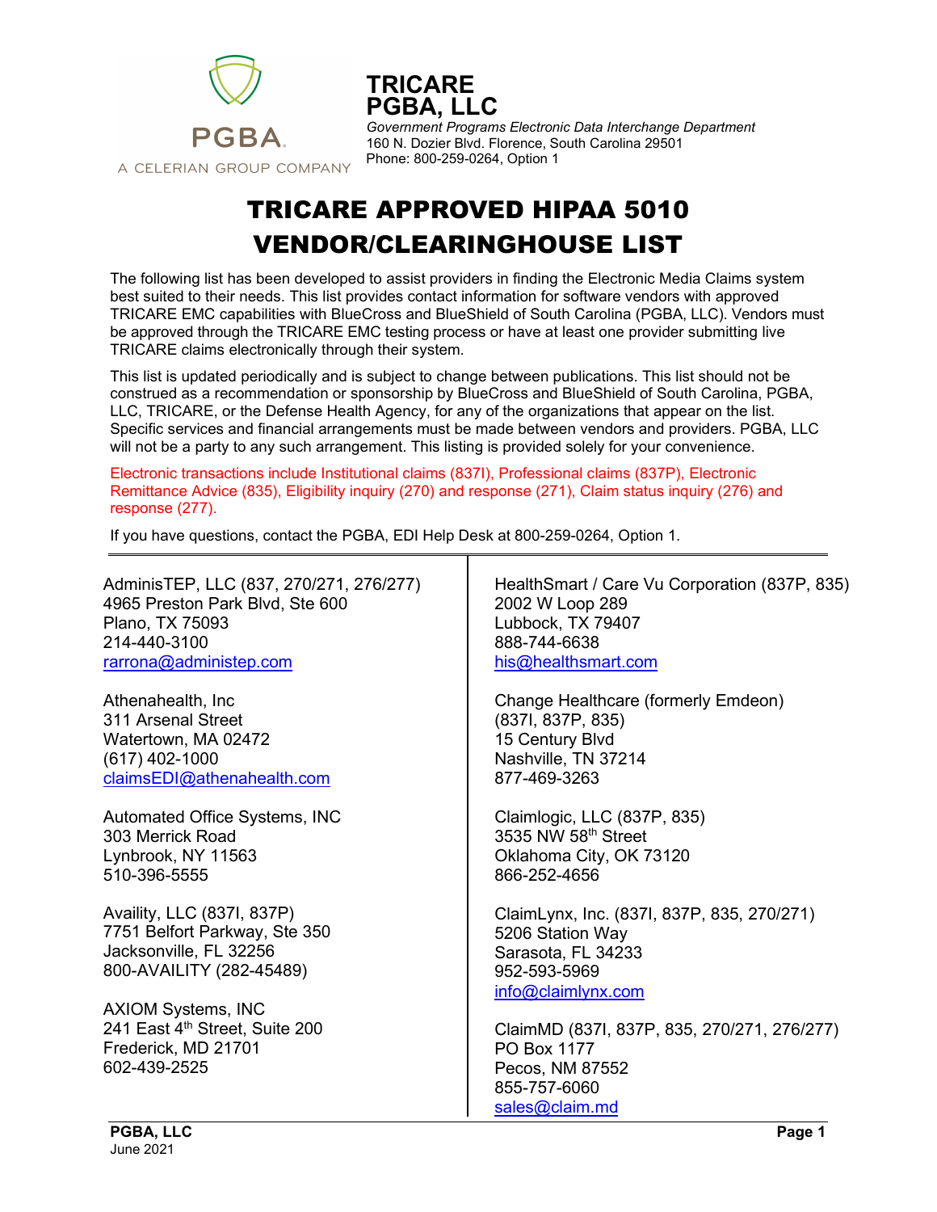PGBA.
A CELERIAN GROUP COMPANY

**TRICARE**
**PGBA, LLC**
*Government Programs Electronic Data Interchange Department*
160 N. Dozier Blvd. Florence, South Carolina 29501
Phone: 800-259-0264, Option 1

# TRICARE APPROVED HIPAA 5010 VENDOR/CLEARINGHOUSE LIST

The following list has been developed to assist providers in finding the Electronic Media Claims system best suited to their needs. This list provides contact information for software vendors with approved TRICARE EMC capabilities with BlueCross and BlueShield of South Carolina (PGBA, LLC). Vendors must be approved through the TRICARE EMC testing process or have at least one provider submitting live TRICARE claims electronically through their system.

This list is updated periodically and is subject to change between publications. This list should not be construed as a recommendation or sponsorship by BlueCross and BlueShield of South Carolina, PGBA, LLC, TRICARE, or the Defense Health Agency, for any of the organizations that appear on the list. Specific services and financial arrangements must be made between vendors and providers. PGBA, LLC will not be a party to any such arrangement. This listing is provided solely for your convenience.

Electronic transactions include Institutional claims (837I), Professional claims (837P), Electronic Remittance Advice (835), Eligibility inquiry (270) and response (271), Claim status inquiry (276) and response (277).

If you have questions, contact the PGBA, EDI Help Desk at 800-259-0264, Option 1.

---

AdminisTEP, LLC (837, 270/271, 276/277)
4965 Preston Park Blvd, Ste 600
Plano, TX 75093
214-440-3100
rarrona@administep.com

Athenahealth, Inc
311 Arsenal Street
Watertown, MA 02472
(617) 402-1000
claimsEDI@athenahealth.com

Automated Office Systems, INC
303 Merrick Road
Lynbrook, NY 11563
510-396-5555

Availity, LLC (837I, 837P)
7751 Belfort Parkway, Ste 350
Jacksonville, FL 32256
800-AVAILITY (282-45489)

AXIOM Systems, INC
241 East 4th Street, Suite 200
Frederick, MD 21701
602-439-2525

HealthSmart / Care Vu Corporation (837P, 835)
2002 W Loop 289
Lubbock, TX 79407
888-744-6638
his@healthsmart.com

Change Healthcare (formerly Emdeon)
(837I, 837P, 835)
15 Century Blvd
Nashville, TN 37214
877-469-3263

Claimlogic, LLC (837P, 835)
3535 NW 58th Street
Oklahoma City, OK 73120
866-252-4656

ClaimLynx, Inc. (837I, 837P, 835, 270/271)
5206 Station Way
Sarasota, FL 34233
952-593-5969
info@claimlynx.com

ClaimMD (837I, 837P, 835, 270/271, 276/277)
PO Box 1177
Pecos, NM 87552
855-757-6060
sales@claim.md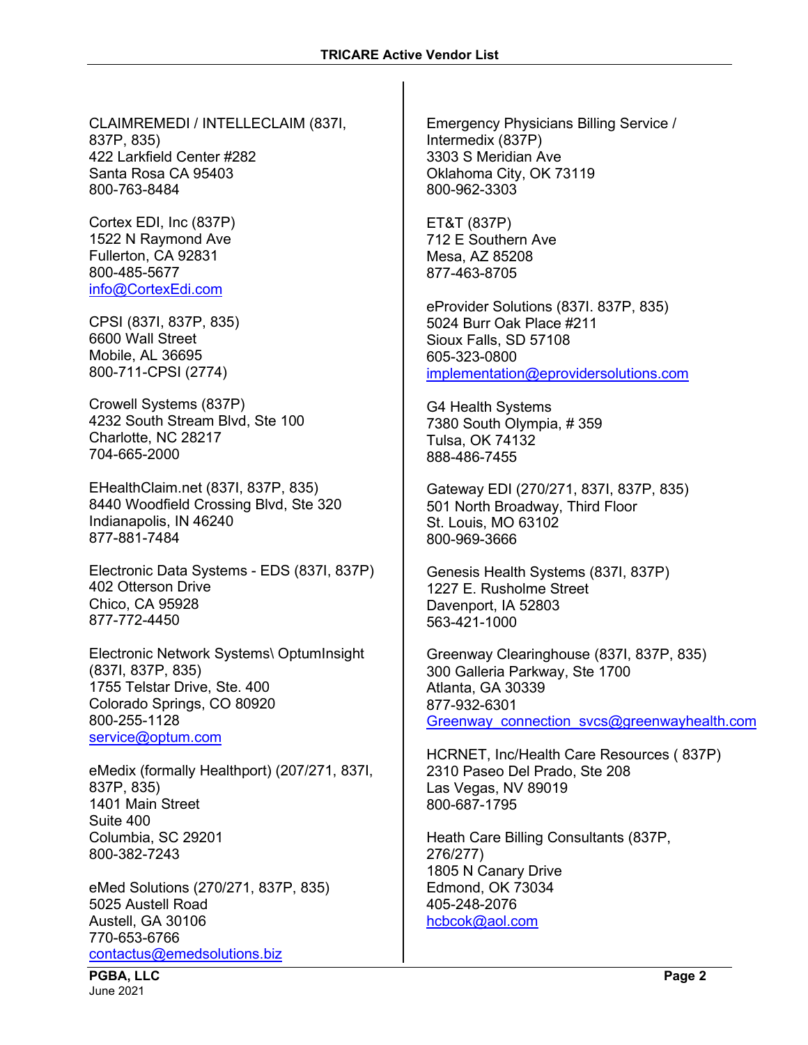CLAIMREMEDI / INTELLECLAIM (837I, 837P, 835)
422 Larkfield Center #282
Santa Rosa CA 95403
800-763-8484

Cortex EDI, Inc (837P)
1522 N Raymond Ave
Fullerton, CA 92831
800-485-5677
info@CortexEdi.com

CPSI (837I, 837P, 835)
6600 Wall Street
Mobile, AL 36695
800-711-CPSI (2774)

Crowell Systems (837P)
4232 South Stream Blvd, Ste 100
Charlotte, NC 28217
704-665-2000

EHealthClaim.net (837I, 837P, 835)
8440 Woodfield Crossing Blvd, Ste 320
Indianapolis, IN 46240
877-881-7484

Electronic Data Systems - EDS (837I, 837P)
402 Otterson Drive
Chico, CA 95928
877-772-4450

Electronic Network Systems\ OptumInsight (837I, 837P, 835)
1755 Telstar Drive, Ste. 400
Colorado Springs, CO 80920
800-255-1128
service@optum.com

eMedix (formally Healthport) (207/271, 837I, 837P, 835)
1401 Main Street
Suite 400
Columbia, SC 29201
800-382-7243

eMed Solutions (270/271, 837P, 835)
5025 Austell Road
Austell, GA 30106
770-653-6766
contactus@emedsolutions.biz

Emergency Physicians Billing Service / Intermedix (837P)
3303 S Meridian Ave
Oklahoma City, OK 73119
800-962-3303

ET&T (837P)
712 E Southern Ave
Mesa, AZ 85208
877-463-8705

eProvider Solutions (837I. 837P, 835)
5024 Burr Oak Place #211
Sioux Falls, SD 57108
605-323-0800
implementation@eprovidersolutions.com

G4 Health Systems
7380 South Olympia, # 359
Tulsa, OK 74132
888-486-7455

Gateway EDI (270/271, 837I, 837P, 835)
501 North Broadway, Third Floor
St. Louis, MO 63102
800-969-3666

Genesis Health Systems (837I, 837P)
1227 E. Rusholme Street
Davenport, IA 52803
563-421-1000

Greenway Clearinghouse (837I, 837P, 835)
300 Galleria Parkway, Ste 1700
Atlanta, GA 30339
877-932-6301
Greenway_connection_svcs@greenwayhealth.com

HCRNET, Inc/Health Care Resources ( 837P)
2310 Paseo Del Prado, Ste 208
Las Vegas, NV 89019
800-687-1795

Heath Care Billing Consultants (837P, 276/277)
1805 N Canary Drive
Edmond, OK 73034
405-248-2076
hcbcok@aol.com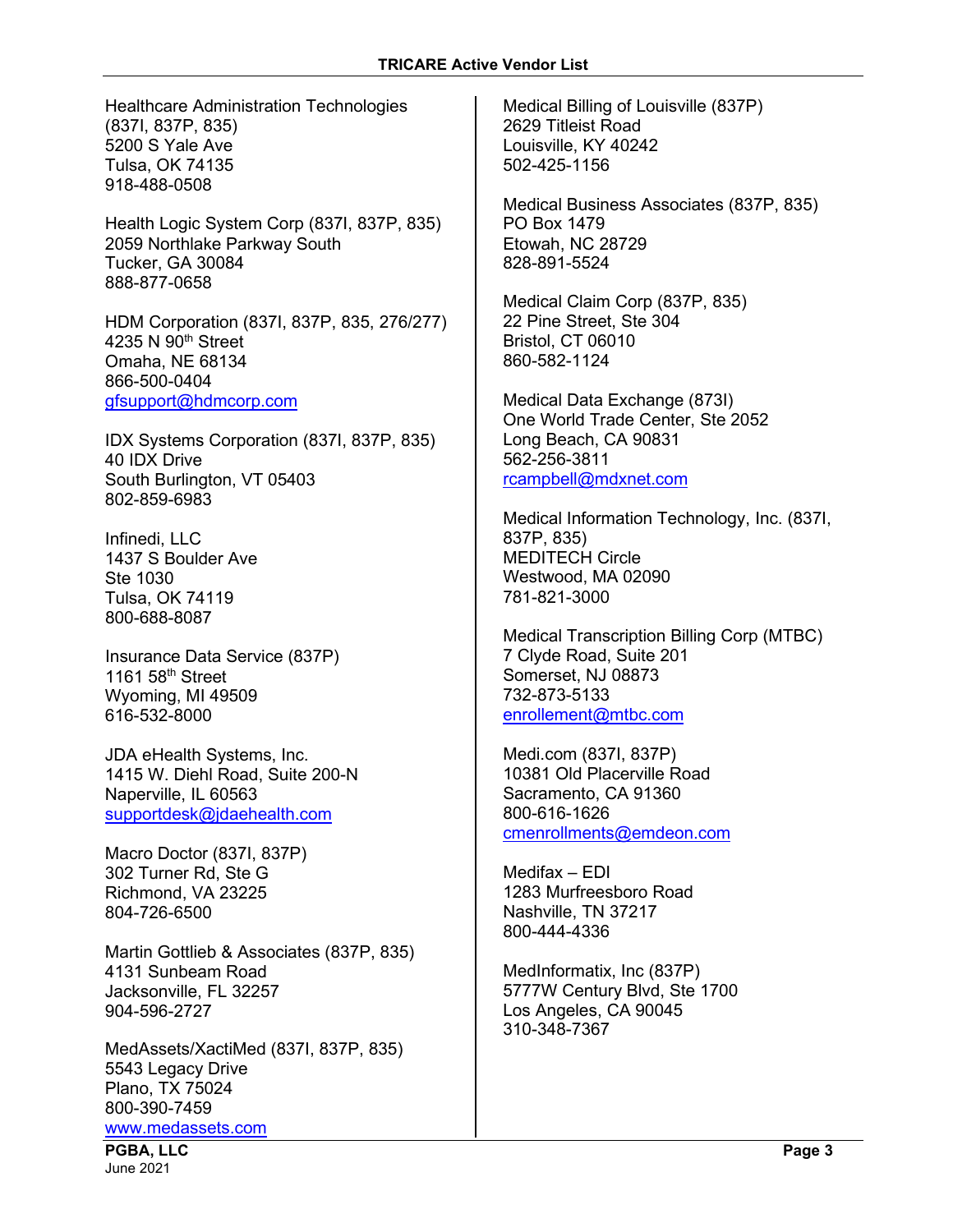Healthcare Administration Technologies (837I, 837P, 835)
5200 S Yale Ave
Tulsa, OK 74135
918-488-0508

Health Logic System Corp (837I, 837P, 835)
2059 Northlake Parkway South
Tucker, GA 30084
888-877-0658

HDM Corporation (837I, 837P, 835, 276/277)
4235 N 90th Street
Omaha, NE 68134
866-500-0404
gfsupport@hdmcorp.com

IDX Systems Corporation (837I, 837P, 835)
40 IDX Drive
South Burlington, VT 05403
802-859-6983

Infinedi, LLC
1437 S Boulder Ave
Ste 1030
Tulsa, OK 74119
800-688-8087

Insurance Data Service (837P)
1161 58th Street
Wyoming, MI 49509
616-532-8000

JDA eHealth Systems, Inc.
1415 W. Diehl Road, Suite 200-N
Naperville, IL 60563
supportdesk@jdaehealth.com

Macro Doctor (837I, 837P)
302 Turner Rd, Ste G
Richmond, VA 23225
804-726-6500

Martin Gottlieb & Associates (837P, 835)
4131 Sunbeam Road
Jacksonville, FL 32257
904-596-2727

MedAssets/XactiMed (837I, 837P, 835)
5543 Legacy Drive
Plano, TX 75024
800-390-7459
www.medassets.com

Medical Billing of Louisville (837P)
2629 Titleist Road
Louisville, KY 40242
502-425-1156

Medical Business Associates (837P, 835)
PO Box 1479
Etowah, NC 28729
828-891-5524

Medical Claim Corp (837P, 835)
22 Pine Street, Ste 304
Bristol, CT 06010
860-582-1124

Medical Data Exchange (873I)
One World Trade Center, Ste 2052
Long Beach, CA 90831
562-256-3811
rcampbell@mdxnet.com

Medical Information Technology, Inc. (837I, 837P, 835)
MEDITECH Circle
Westwood, MA 02090
781-821-3000

Medical Transcription Billing Corp (MTBC)
7 Clyde Road, Suite 201
Somerset, NJ 08873
732-873-5133
enrollement@mtbc.com

Medi.com (837I, 837P)
10381 Old Placerville Road
Sacramento, CA 91360
800-616-1626
cmenrollments@emdeon.com

Medifax – EDI
1283 Murfreesboro Road
Nashville, TN 37217
800-444-4336

MedInformatix, Inc (837P)
5777W Century Blvd, Ste 1700
Los Angeles, CA 90045
310-348-7367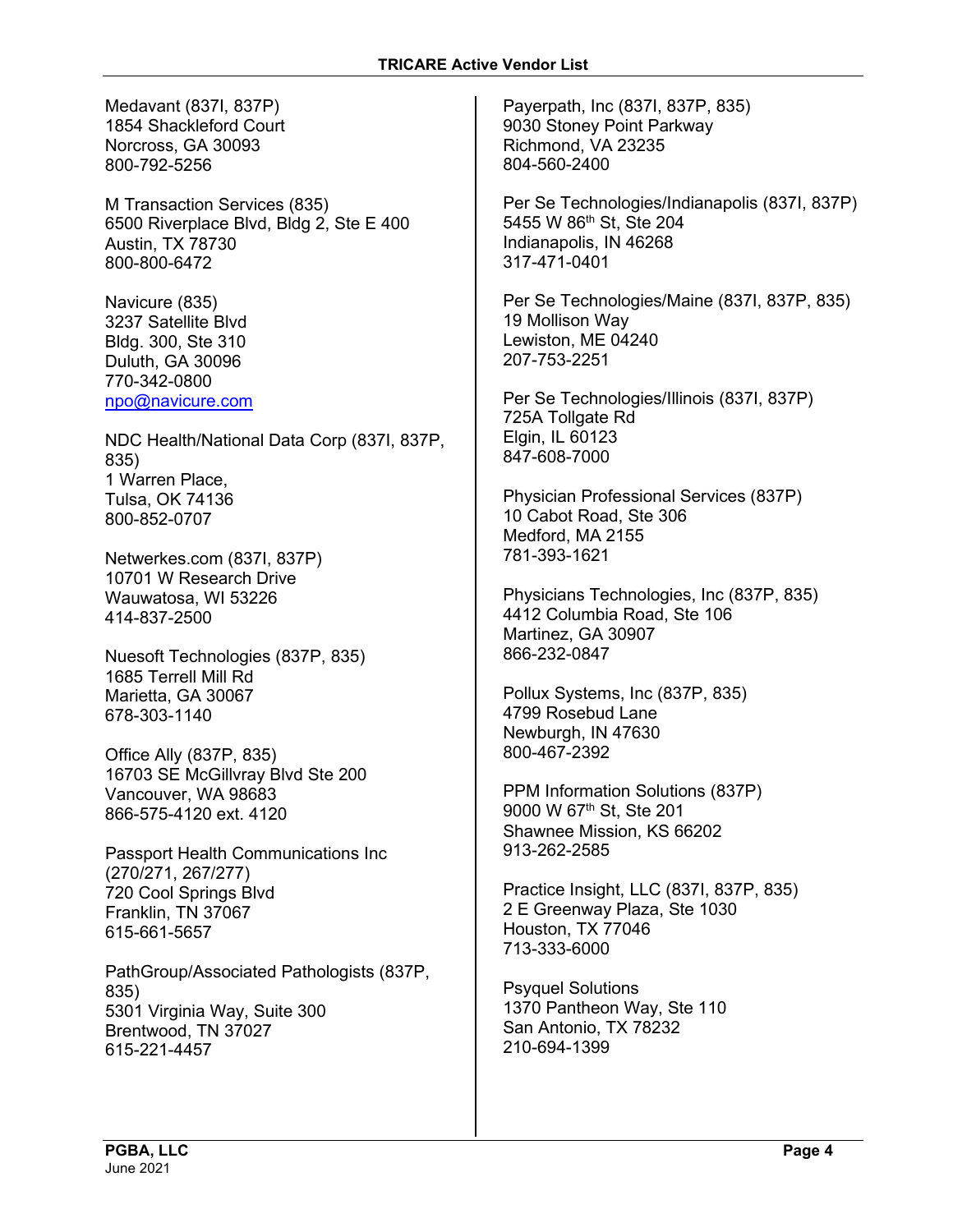Medavant (837I, 837P)
1854 Shackleford Court
Norcross, GA 30093
800-792-5256

M Transaction Services (835)
6500 Riverplace Blvd, Bldg 2, Ste E 400
Austin, TX 78730
800-800-6472

Navicure (835)
3237 Satellite Blvd
Bldg. 300, Ste 310
Duluth, GA 30096
770-342-0800
npo@navicure.com

NDC Health/National Data Corp (837I, 837P, 835)
1 Warren Place,
Tulsa, OK 74136
800-852-0707

Netwerkes.com (837I, 837P)
10701 W Research Drive
Wauwatosa, WI 53226
414-837-2500

Nuesoft Technologies (837P, 835)
1685 Terrell Mill Rd
Marietta, GA 30067
678-303-1140

Office Ally (837P, 835)
16703 SE McGillvray Blvd Ste 200
Vancouver, WA 98683
866-575-4120 ext. 4120

Passport Health Communications Inc (270/271, 267/277)
720 Cool Springs Blvd
Franklin, TN 37067
615-661-5657

PathGroup/Associated Pathologists (837P, 835)
5301 Virginia Way, Suite 300
Brentwood, TN 37027
615-221-4457

Payerpath, Inc (837I, 837P, 835)
9030 Stoney Point Parkway
Richmond, VA 23235
804-560-2400

Per Se Technologies/Indianapolis (837I, 837P)
5455 W 86th St, Ste 204
Indianapolis, IN 46268
317-471-0401

Per Se Technologies/Maine (837I, 837P, 835)
19 Mollison Way
Lewiston, ME 04240
207-753-2251

Per Se Technologies/Illinois (837I, 837P)
725A Tollgate Rd
Elgin, IL 60123
847-608-7000

Physician Professional Services (837P)
10 Cabot Road, Ste 306
Medford, MA 2155
781-393-1621

Physicians Technologies, Inc (837P, 835)
4412 Columbia Road, Ste 106
Martinez, GA 30907
866-232-0847

Pollux Systems, Inc (837P, 835)
4799 Rosebud Lane
Newburgh, IN 47630
800-467-2392

PPM Information Solutions (837P)
9000 W 67th St, Ste 201
Shawnee Mission, KS 66202
913-262-2585

Practice Insight, LLC (837I, 837P, 835)
2 E Greenway Plaza, Ste 1030
Houston, TX 77046
713-333-6000

Psyquel Solutions
1370 Pantheon Way, Ste 110
San Antonio, TX 78232
210-694-1399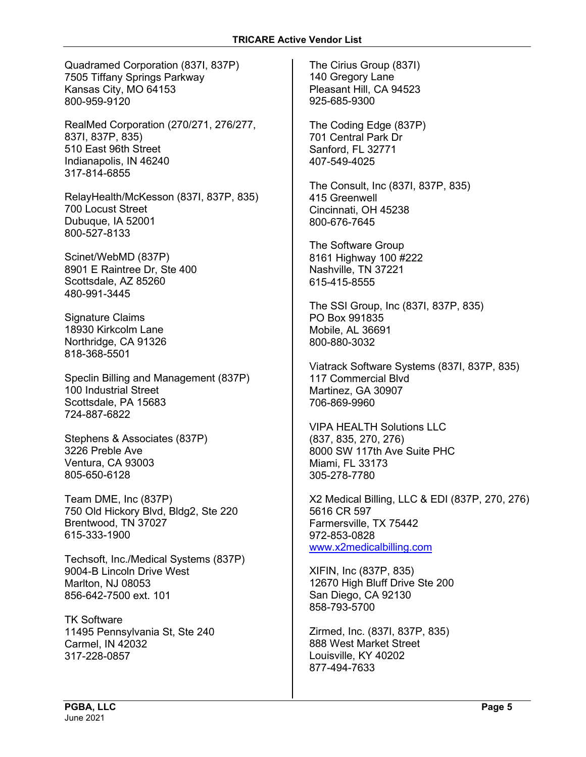Quadramed Corporation (837I, 837P)
7505 Tiffany Springs Parkway
Kansas City, MO 64153
800-959-9120

RealMed Corporation (270/271, 276/277, 837I, 837P, 835)
510 East 96th Street
Indianapolis, IN 46240
317-814-6855

RelayHealth/McKesson (837I, 837P, 835)
700 Locust Street
Dubuque, IA 52001
800-527-8133

Scinet/WebMD (837P)
8901 E Raintree Dr, Ste 400
Scottsdale, AZ 85260
480-991-3445

Signature Claims
18930 Kirkcolm Lane
Northridge, CA 91326
818-368-5501

Speclin Billing and Management (837P)
100 Industrial Street
Scottsdale, PA 15683
724-887-6822

Stephens & Associates (837P)
3226 Preble Ave
Ventura, CA 93003
805-650-6128

Team DME, Inc (837P)
750 Old Hickory Blvd, Bldg2, Ste 220
Brentwood, TN 37027
615-333-1900

Techsoft, Inc./Medical Systems (837P)
9004-B Lincoln Drive West
Marlton, NJ 08053
856-642-7500 ext. 101

TK Software
11495 Pennsylvania St, Ste 240
Carmel, IN 42032
317-228-0857

The Cirius Group (837I)
140 Gregory Lane
Pleasant Hill, CA 94523
925-685-9300

The Coding Edge (837P)
701 Central Park Dr
Sanford, FL 32771
407-549-4025

The Consult, Inc (837I, 837P, 835)
415 Greenwell
Cincinnati, OH 45238
800-676-7645

The Software Group
8161 Highway 100 #222
Nashville, TN 37221
615-415-8555

The SSI Group, Inc (837I, 837P, 835)
PO Box 991835
Mobile, AL 36691
800-880-3032

Viatrack Software Systems (837I, 837P, 835)
117 Commercial Blvd
Martinez, GA 30907
706-869-9960

VIPA HEALTH Solutions LLC
(837, 835, 270, 276)
8000 SW 117th Ave Suite PHC
Miami, FL 33173
305-278-7780

X2 Medical Billing, LLC & EDI (837P, 270, 276)
5616 CR 597
Farmersville, TX 75442
972-853-0828
www.x2medicalbilling.com

XIFIN, Inc (837P, 835)
12670 High Bluff Drive Ste 200
San Diego, CA 92130
858-793-5700

Zirmed, Inc. (837I, 837P, 835)
888 West Market Street
Louisville, KY 40202
877-494-7633